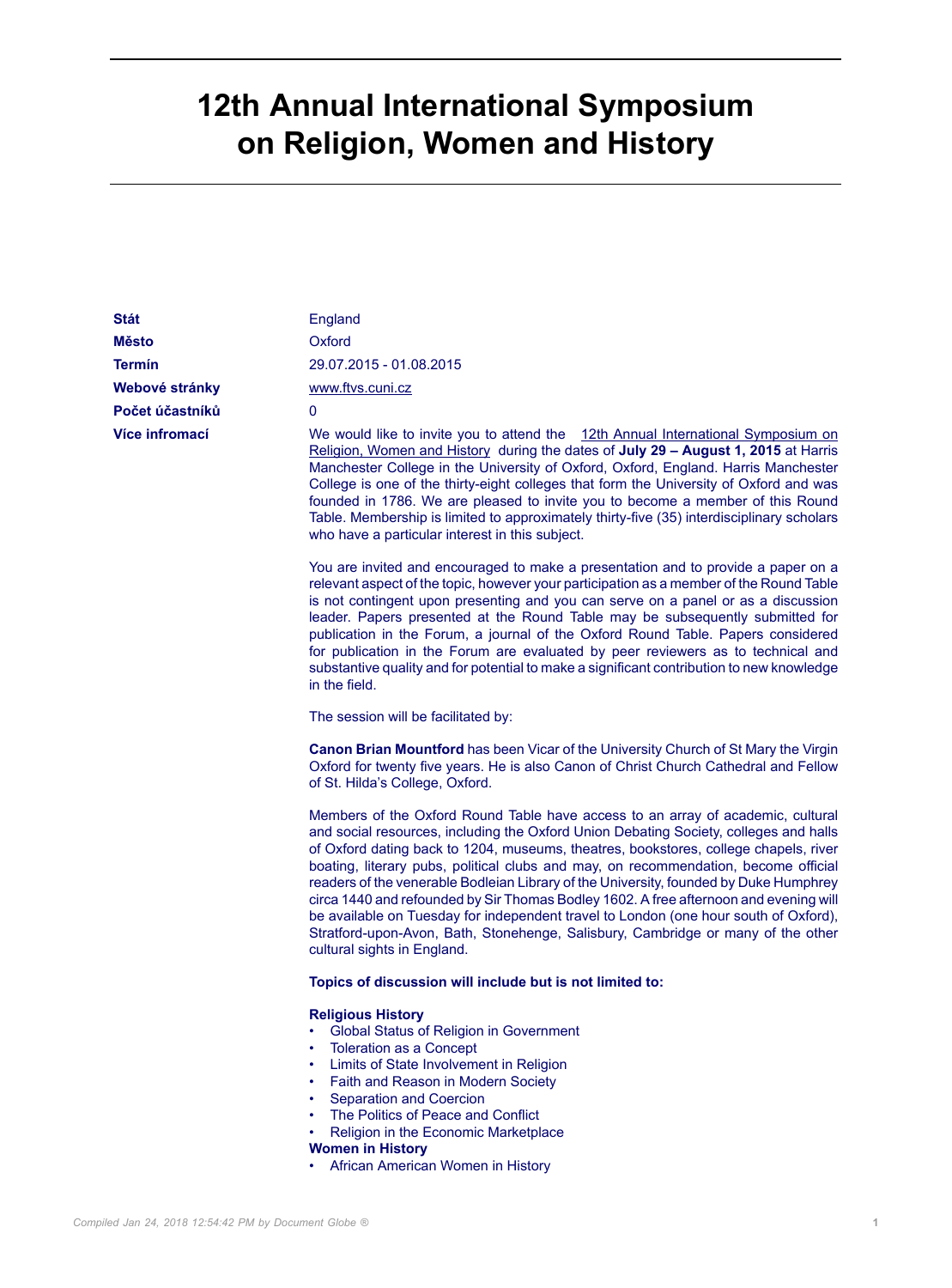# 12th Annual International Symposium on Religion, Women and History

| | |
|---|---|
| **Stát** | England |
| **Město** | Oxford |
| **Termín** | 29.07.2015 - 01.08.2015 |
| **Webové stránky** | www.ftvs.cuni.cz |
| **Počet účastníků** | 0 |

**Více infromací**

We would like to invite you to attend the 12th Annual International Symposium on Religion, Women and History during the dates of **July 29 – August 1, 2015** at Harris Manchester College in the University of Oxford, Oxford, England. Harris Manchester College is one of the thirty-eight colleges that form the University of Oxford and was founded in 1786. We are pleased to invite you to become a member of this Round Table. Membership is limited to approximately thirty-five (35) interdisciplinary scholars who have a particular interest in this subject.

You are invited and encouraged to make a presentation and to provide a paper on a relevant aspect of the topic, however your participation as a member of the Round Table is not contingent upon presenting and you can serve on a panel or as a discussion leader. Papers presented at the Round Table may be subsequently submitted for publication in the Forum, a journal of the Oxford Round Table. Papers considered for publication in the Forum are evaluated by peer reviewers as to technical and substantive quality and for potential to make a significant contribution to new knowledge in the field.

The session will be facilitated by:

**Canon Brian Mountford** has been Vicar of the University Church of St Mary the Virgin Oxford for twenty five years. He is also Canon of Christ Church Cathedral and Fellow of St. Hilda's College, Oxford.

Members of the Oxford Round Table have access to an array of academic, cultural and social resources, including the Oxford Union Debating Society, colleges and halls of Oxford dating back to 1204, museums, theatres, bookstores, college chapels, river boating, literary pubs, political clubs and may, on recommendation, become official readers of the venerable Bodleian Library of the University, founded by Duke Humphrey circa 1440 and refounded by Sir Thomas Bodley 1602. A free afternoon and evening will be available on Tuesday for independent travel to London (one hour south of Oxford), Stratford-upon-Avon, Bath, Stonehenge, Salisbury, Cambridge or many of the other cultural sights in England.

**Topics of discussion will include but is not limited to:**

**Religious History**

- Global Status of Religion in Government
- Toleration as a Concept
- Limits of State Involvement in Religion
- Faith and Reason in Modern Society
- Separation and Coercion
- The Politics of Peace and Conflict
- Religion in the Economic Marketplace

**Women in History**

- African American Women in History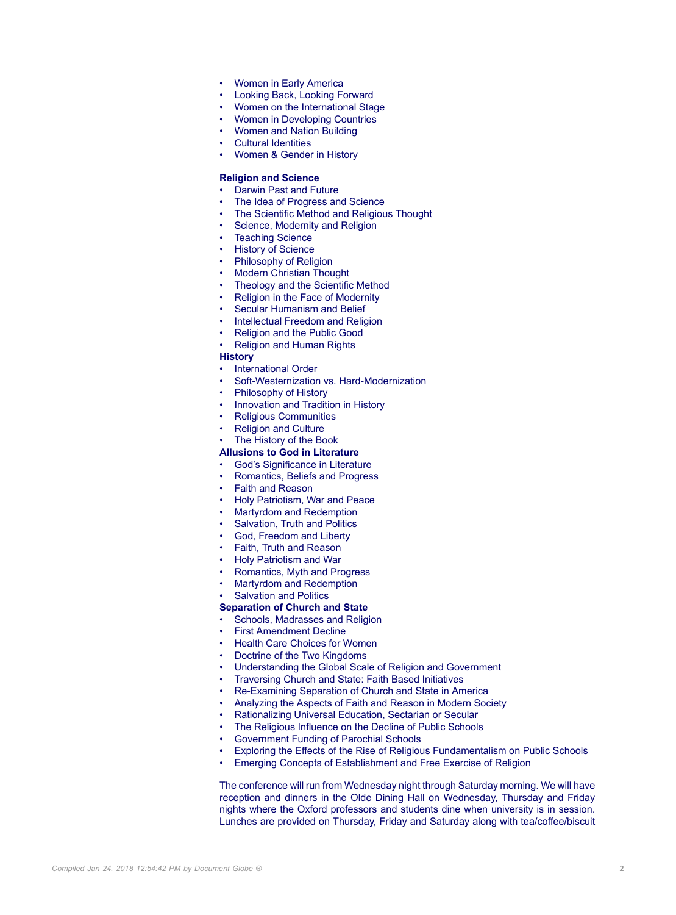- Women in Early America
- Looking Back, Looking Forward
- Women on the International Stage
- Women in Developing Countries
- Women and Nation Building
- Cultural Identities
- Women & Gender in History

**Religion and Science**

- Darwin Past and Future
- The Idea of Progress and Science
- The Scientific Method and Religious Thought
- Science, Modernity and Religion
- Teaching Science
- History of Science
- Philosophy of Religion
- Modern Christian Thought
- Theology and the Scientific Method
- Religion in the Face of Modernity
- Secular Humanism and Belief
- Intellectual Freedom and Religion
- Religion and the Public Good
- Religion and Human Rights

**History**

- International Order
- Soft-Westernization vs. Hard-Modernization
- Philosophy of History
- Innovation and Tradition in History
- Religious Communities
- Religion and Culture
- The History of the Book

**Allusions to God in Literature**

- God's Significance in Literature
- Romantics, Beliefs and Progress
- Faith and Reason
- Holy Patriotism, War and Peace
- Martyrdom and Redemption
- Salvation, Truth and Politics
- God, Freedom and Liberty
- Faith, Truth and Reason
- Holy Patriotism and War
- Romantics, Myth and Progress
- Martyrdom and Redemption
- Salvation and Politics

**Separation of Church and State**

- Schools, Madrasses and Religion
- First Amendment Decline
- Health Care Choices for Women
- Doctrine of the Two Kingdoms
- Understanding the Global Scale of Religion and Government
- Traversing Church and State: Faith Based Initiatives
- Re-Examining Separation of Church and State in America
- Analyzing the Aspects of Faith and Reason in Modern Society
- Rationalizing Universal Education, Sectarian or Secular
- The Religious Influence on the Decline of Public Schools
- Government Funding of Parochial Schools
- Exploring the Effects of the Rise of Religious Fundamentalism on Public Schools
- Emerging Concepts of Establishment and Free Exercise of Religion

The conference will run from Wednesday night through Saturday morning. We will have reception and dinners in the Olde Dining Hall on Wednesday, Thursday and Friday nights where the Oxford professors and students dine when university is in session. Lunches are provided on Thursday, Friday and Saturday along with tea/coffee/biscuit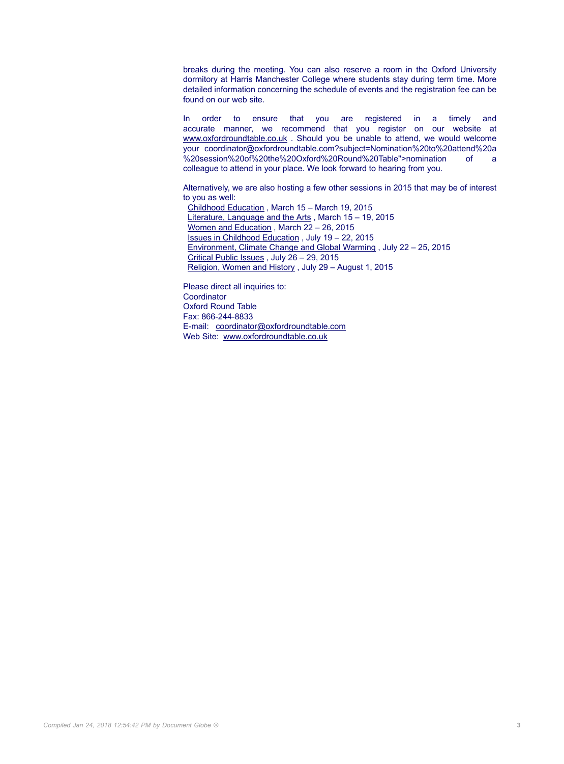breaks during the meeting. You can also reserve a room in the Oxford University dormitory at Harris Manchester College where students stay during term time. More detailed information concerning the schedule of events and the registration fee can be found on our web site.

In order to ensure that you are registered in a timely and accurate manner, we recommend that you register on our website at www.oxfordroundtable.co.uk . Should you be unable to attend, we would welcome your coordinator@oxfordroundtable.com?subject=Nomination%20to%20attend%20a%20session%20of%20the%20Oxford%20Round%20Table">nomination of a colleague to attend in your place. We look forward to hearing from you.

Alternatively, we are also hosting a few other sessions in 2015 that may be of interest to you as well:

- Childhood Education , March 15 – March 19, 2015
- Literature, Language and the Arts , March 15 – 19, 2015
- Women and Education , March 22 – 26, 2015
- Issues in Childhood Education , July 19 – 22, 2015
- Environment, Climate Change and Global Warming , July 22 – 25, 2015
- Critical Public Issues , July 26 – 29, 2015
- Religion, Women and History , July 29 – August 1, 2015

Please direct all inquiries to:
Coordinator
Oxford Round Table
Fax: 866-244-8833
E-mail: coordinator@oxfordroundtable.com
Web Site: www.oxfordroundtable.co.uk